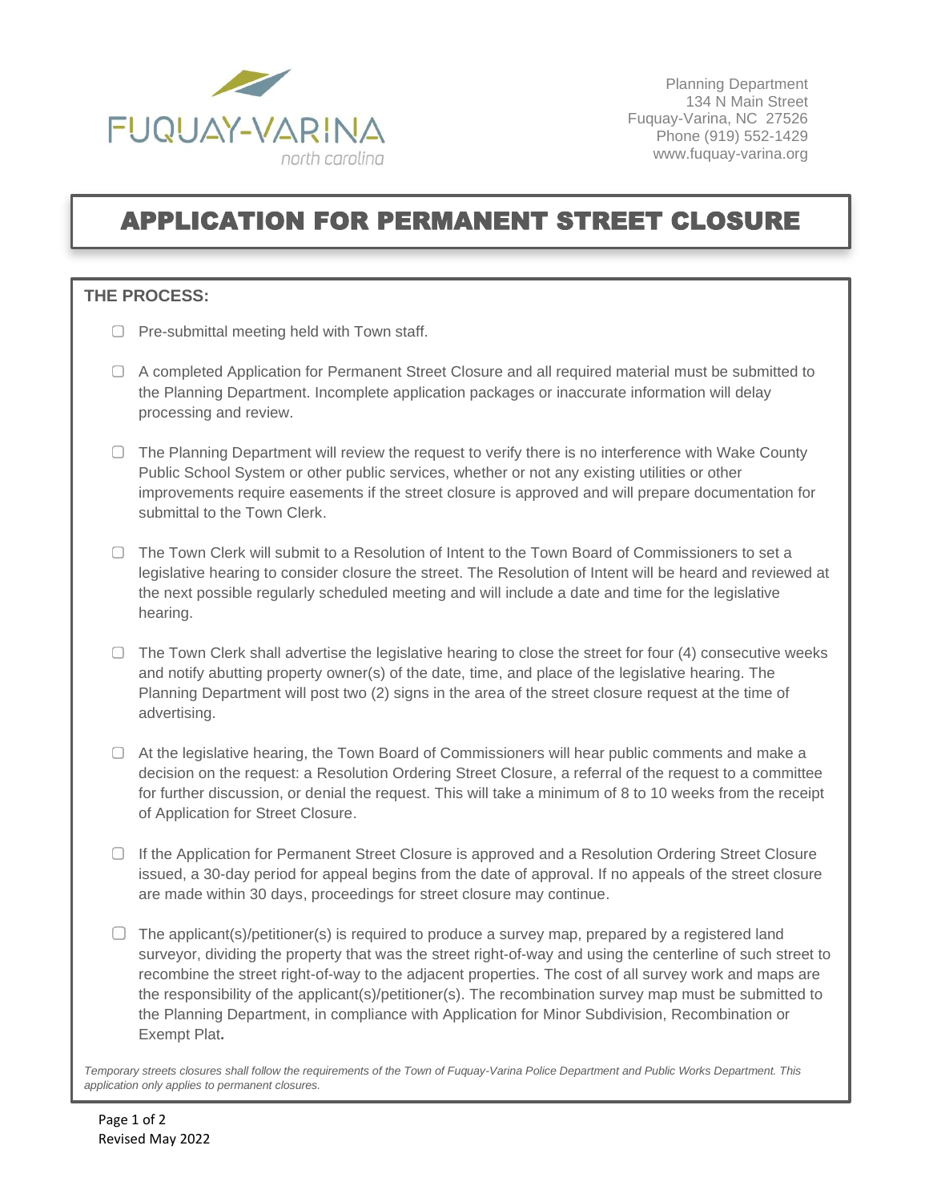FUQUAY-VARINA
north carolina

Planning Department
134 N Main Street
Fuquay-Varina, NC 27526
Phone (919) 552-1429
www.fuquay-varina.org

# APPLICATION FOR PERMANENT STREET CLOSURE

**THE PROCESS:**

- ☐ Pre-submittal meeting held with Town staff.
- ☐ A completed Application for Permanent Street Closure and all required material must be submitted to the Planning Department. Incomplete application packages or inaccurate information will delay processing and review.
- ☐ The Planning Department will review the request to verify there is no interference with Wake County Public School System or other public services, whether or not any existing utilities or other improvements require easements if the street closure is approved and will prepare documentation for submittal to the Town Clerk.
- ☐ The Town Clerk will submit to a Resolution of Intent to the Town Board of Commissioners to set a legislative hearing to consider closure the street. The Resolution of Intent will be heard and reviewed at the next possible regularly scheduled meeting and will include a date and time for the legislative hearing.
- ☐ The Town Clerk shall advertise the legislative hearing to close the street for four (4) consecutive weeks and notify abutting property owner(s) of the date, time, and place of the legislative hearing. The Planning Department will post two (2) signs in the area of the street closure request at the time of advertising.
- ☐ At the legislative hearing, the Town Board of Commissioners will hear public comments and make a decision on the request: a Resolution Ordering Street Closure, a referral of the request to a committee for further discussion, or denial the request. This will take a minimum of 8 to 10 weeks from the receipt of Application for Street Closure.
- ☐ If the Application for Permanent Street Closure is approved and a Resolution Ordering Street Closure issued, a 30-day period for appeal begins from the date of approval. If no appeals of the street closure are made within 30 days, proceedings for street closure may continue.
- ☐ The applicant(s)/petitioner(s) is required to produce a survey map, prepared by a registered land surveyor, dividing the property that was the street right-of-way and using the centerline of such street to recombine the street right-of-way to the adjacent properties. The cost of all survey work and maps are the responsibility of the applicant(s)/petitioner(s). The recombination survey map must be submitted to the Planning Department, in compliance with Application for Minor Subdivision, Recombination or Exempt Plat**.**

*Temporary streets closures shall follow the requirements of the Town of Fuquay-Varina Police Department and Public Works Department. This application only applies to permanent closures.*

Revised May 2022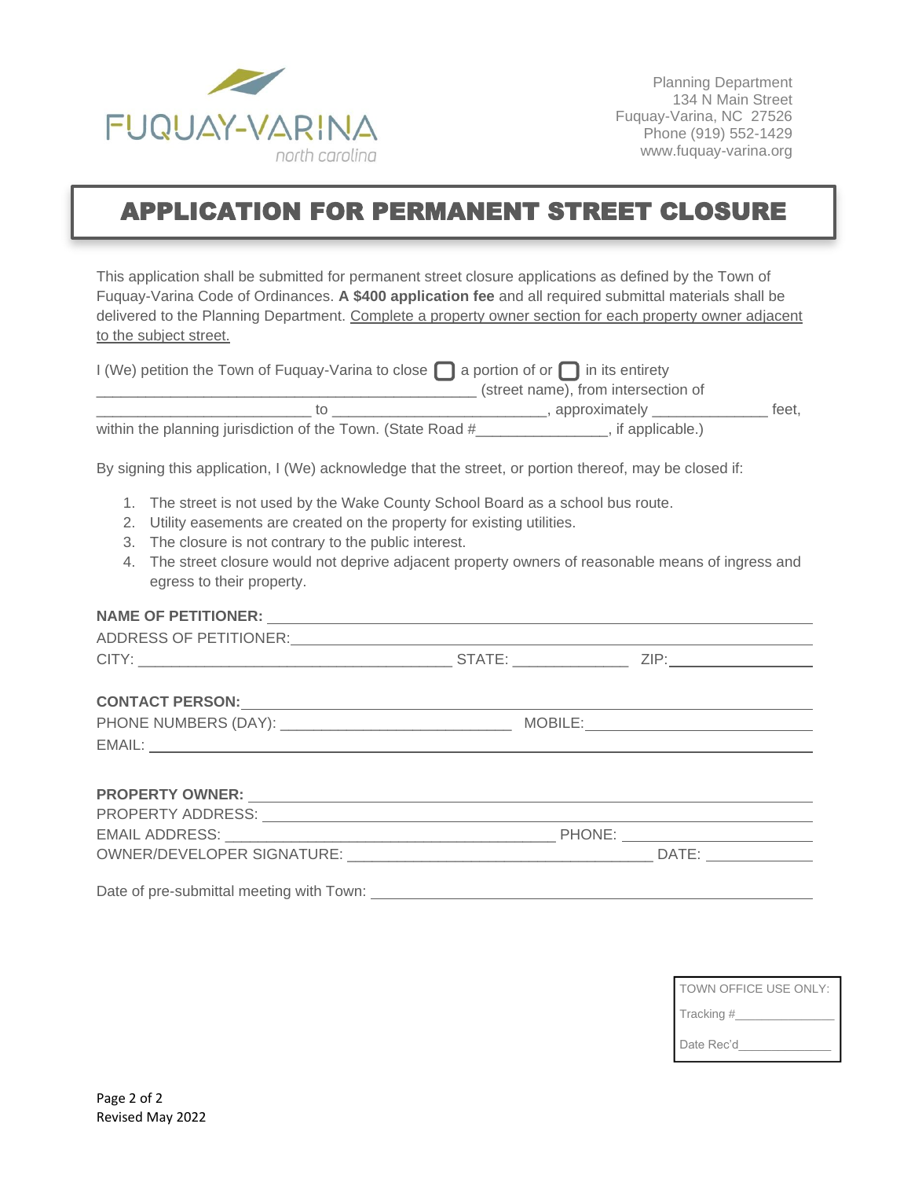FUQUAY-VARINA
north carolina

Planning Department
134 N Main Street
Fuquay-Varina, NC 27526
Phone (919) 552-1429
www.fuquay-varina.org

# APPLICATION FOR PERMANENT STREET CLOSURE

This application shall be submitted for permanent street closure applications as defined by the Town of Fuquay-Varina Code of Ordinances. **A $400 application fee** and all required submittal materials shall be delivered to the Planning Department. Complete a property owner section for each property owner adjacent to the subject street.

I (We) petition the Town of Fuquay-Varina to close ☐ a portion of or ☐ in its entirety _______________________________________________ (street name), from intersection of _________________________ to _________________________, approximately _____________ feet, within the planning jurisdiction of the Town. (State Road #_______________, if applicable.)

By signing this application, I (We) acknowledge that the street, or portion thereof, may be closed if:

1. The street is not used by the Wake County School Board as a school bus route.
2. Utility easements are created on the property for existing utilities.
3. The closure is not contrary to the public interest.
4. The street closure would not deprive adjacent property owners of reasonable means of ingress and egress to their property.

**NAME OF PETITIONER:** ____________________________________________
ADDRESS OF PETITIONER: ____________________________________________
CITY: ____________________________ STATE: _____________ ZIP: _____________

**CONTACT PERSON:** ____________________________________________
PHONE NUMBERS (DAY): ___________________________ MOBILE: ___________________________
EMAIL: ____________________________________________

**PROPERTY OWNER:** ____________________________________________
PROPERTY ADDRESS: ____________________________________________
EMAIL ADDRESS: ______________________________________ PHONE: _____________________
OWNER/DEVELOPER SIGNATURE: ___________________________________ DATE: _____________

Date of pre-submittal meeting with Town: ____________________________________________

TOWN OFFICE USE ONLY:
Tracking #______________
Date Rec'd_____________

Revised May 2022